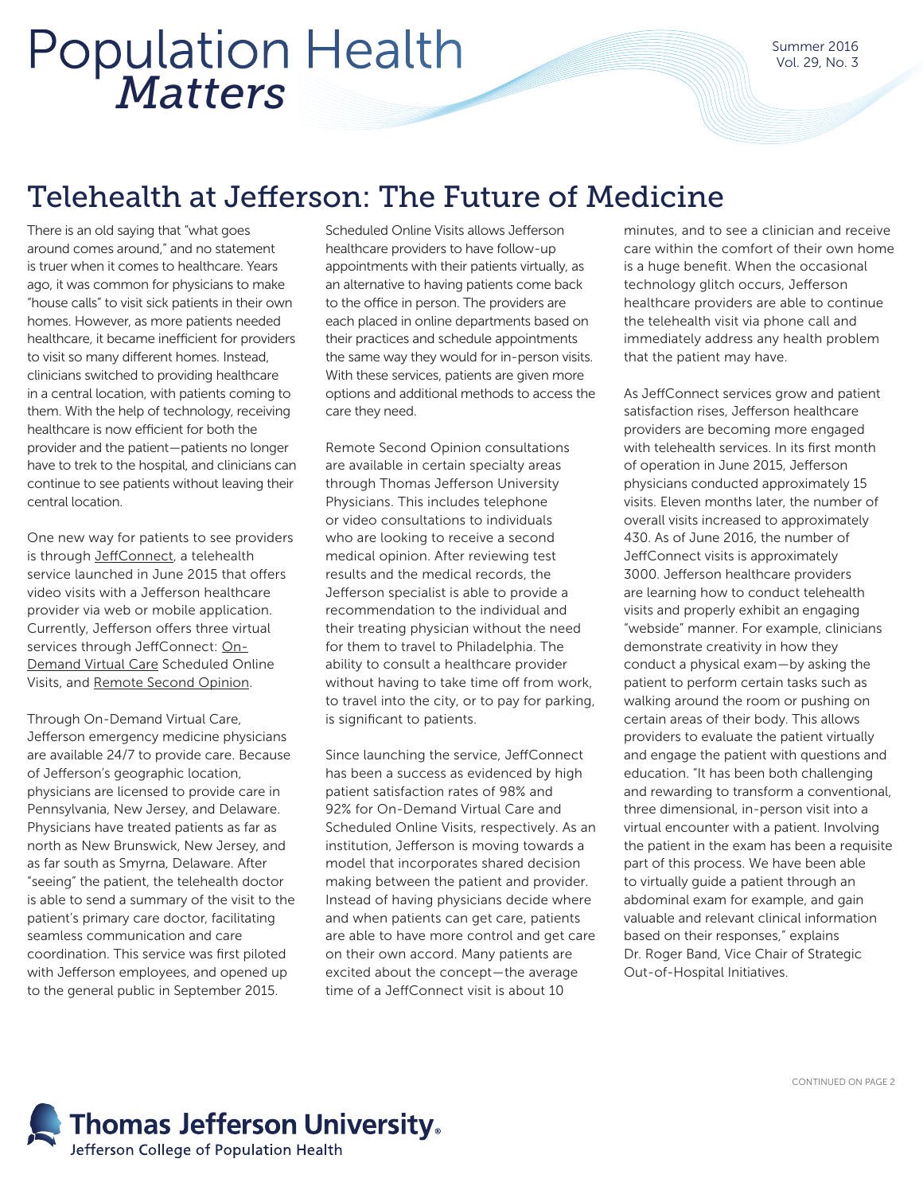# Population Health *Matters*

Summer 2016
Vol. 29, No. 3

## Telehealth at Jefferson: The Future of Medicine

There is an old saying that "what goes around comes around," and no statement is truer when it comes to healthcare. Years ago, it was common for physicians to make "house calls" to visit sick patients in their own homes. However, as more patients needed healthcare, it became inefficient for providers to visit so many different homes. Instead, clinicians switched to providing healthcare in a central location, with patients coming to them. With the help of technology, receiving healthcare is now efficient for both the provider and the patient—patients no longer have to trek to the hospital, and clinicians can continue to see patients without leaving their central location.

One new way for patients to see providers is through JeffConnect, a telehealth service launched in June 2015 that offers video visits with a Jefferson healthcare provider via web or mobile application. Currently, Jefferson offers three virtual services through JeffConnect: On-Demand Virtual Care Scheduled Online Visits, and Remote Second Opinion.

Through On-Demand Virtual Care, Jefferson emergency medicine physicians are available 24/7 to provide care. Because of Jefferson's geographic location, physicians are licensed to provide care in Pennsylvania, New Jersey, and Delaware. Physicians have treated patients as far as north as New Brunswick, New Jersey, and as far south as Smyrna, Delaware. After "seeing" the patient, the telehealth doctor is able to send a summary of the visit to the patient's primary care doctor, facilitating seamless communication and care coordination. This service was first piloted with Jefferson employees, and opened up to the general public in September 2015.

Scheduled Online Visits allows Jefferson healthcare providers to have follow-up appointments with their patients virtually, as an alternative to having patients come back to the office in person. The providers are each placed in online departments based on their practices and schedule appointments the same way they would for in-person visits. With these services, patients are given more options and additional methods to access the care they need.

Remote Second Opinion consultations are available in certain specialty areas through Thomas Jefferson University Physicians. This includes telephone or video consultations to individuals who are looking to receive a second medical opinion. After reviewing test results and the medical records, the Jefferson specialist is able to provide a recommendation to the individual and their treating physician without the need for them to travel to Philadelphia. The ability to consult a healthcare provider without having to take time off from work, to travel into the city, or to pay for parking, is significant to patients.

Since launching the service, JeffConnect has been a success as evidenced by high patient satisfaction rates of 98% and 92% for On-Demand Virtual Care and Scheduled Online Visits, respectively. As an institution, Jefferson is moving towards a model that incorporates shared decision making between the patient and provider. Instead of having physicians decide where and when patients can get care, patients are able to have more control and get care on their own accord. Many patients are excited about the concept—the average time of a JeffConnect visit is about 10 minutes, and to see a clinician and receive care within the comfort of their own home is a huge benefit. When the occasional technology glitch occurs, Jefferson healthcare providers are able to continue the telehealth visit via phone call and immediately address any health problem that the patient may have.

As JeffConnect services grow and patient satisfaction rises, Jefferson healthcare providers are becoming more engaged with telehealth services. In its first month of operation in June 2015, Jefferson physicians conducted approximately 15 visits. Eleven months later, the number of overall visits increased to approximately 430. As of June 2016, the number of JeffConnect visits is approximately 3000. Jefferson healthcare providers are learning how to conduct telehealth visits and properly exhibit an engaging "webside" manner. For example, clinicians demonstrate creativity in how they conduct a physical exam—by asking the patient to perform certain tasks such as walking around the room or pushing on certain areas of their body. This allows providers to evaluate the patient virtually and engage the patient with questions and education. "It has been both challenging and rewarding to transform a conventional, three dimensional, in-person visit into a virtual encounter with a patient. Involving the patient in the exam has been a requisite part of this process. We have been able to virtually guide a patient through an abdominal exam for example, and gain valuable and relevant clinical information based on their responses," explains Dr. Roger Band, Vice Chair of Strategic Out-of-Hospital Initiatives.

CONTINUED ON PAGE 2

**Thomas Jefferson University**
Jefferson College of Population Health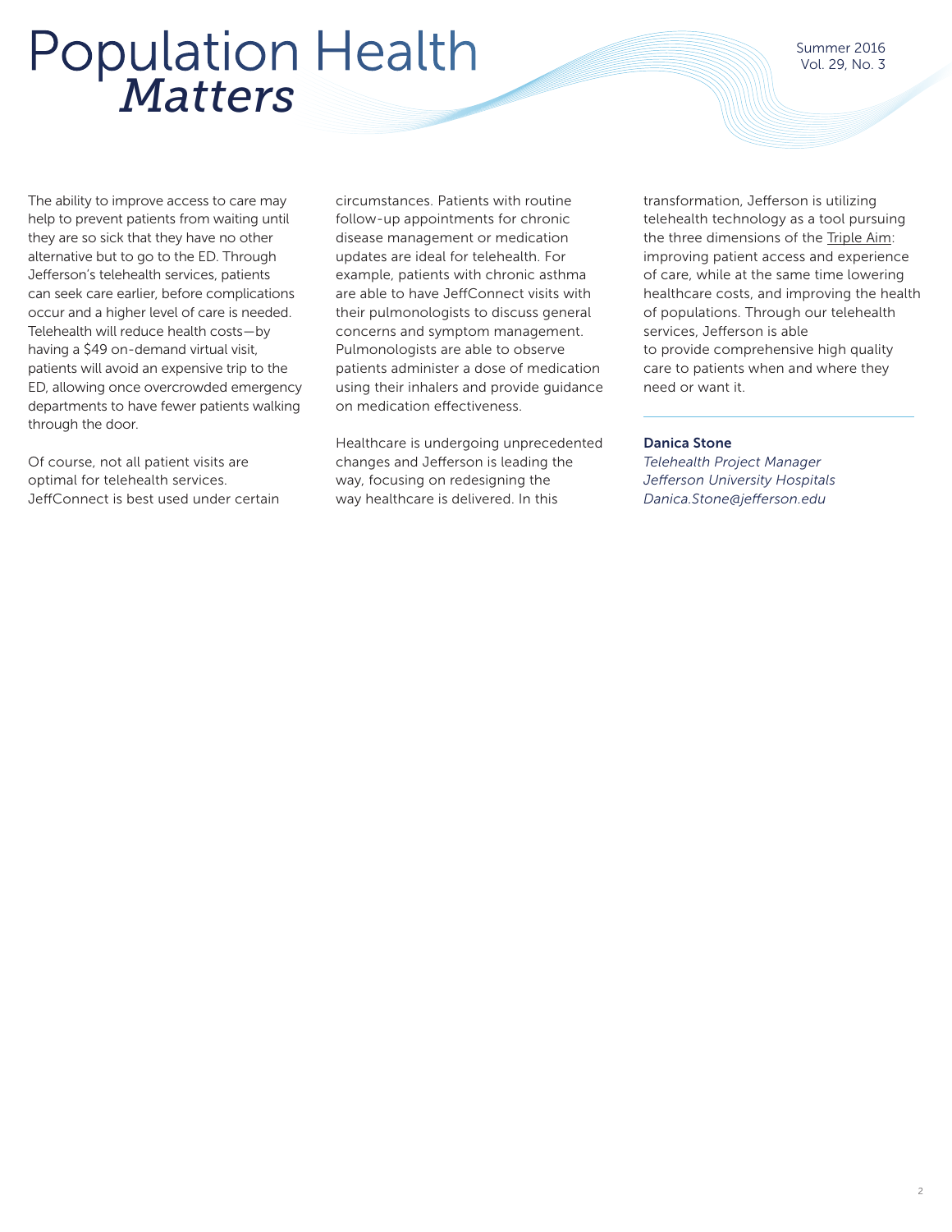The ability to improve access to care may help to prevent patients from waiting until they are so sick that they have no other alternative but to go to the ED. Through Jefferson's telehealth services, patients can seek care earlier, before complications occur and a higher level of care is needed. Telehealth will reduce health costs—by having a $49 on-demand virtual visit, patients will avoid an expensive trip to the ED, allowing once overcrowded emergency departments to have fewer patients walking through the door.

Of course, not all patient visits are optimal for telehealth services. JeffConnect is best used under certain circumstances. Patients with routine follow-up appointments for chronic disease management or medication updates are ideal for telehealth. For example, patients with chronic asthma are able to have JeffConnect visits with their pulmonologists to discuss general concerns and symptom management. Pulmonologists are able to observe patients administer a dose of medication using their inhalers and provide guidance on medication effectiveness.

Healthcare is undergoing unprecedented changes and Jefferson is leading the way, focusing on redesigning the way healthcare is delivered. In this transformation, Jefferson is utilizing telehealth technology as a tool pursuing the three dimensions of the Triple Aim: improving patient access and experience of care, while at the same time lowering healthcare costs, and improving the health of populations. Through our telehealth services, Jefferson is able to provide comprehensive high quality care to patients when and where they need or want it.

---

**Danica Stone**
*Telehealth Project Manager*
*Jefferson University Hospitals*
*Danica.Stone@jefferson.edu*